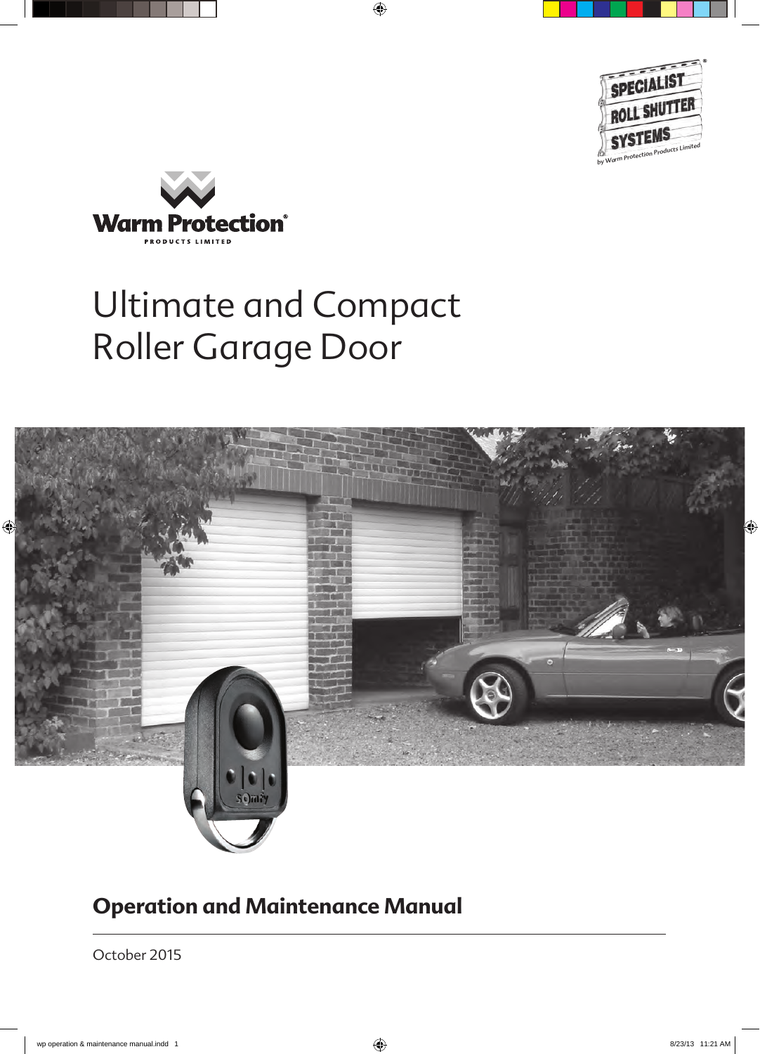SPECIALIST ROLL SHUTTER SYSTEMS

by Warm Protection Products Limited

Warm Protection®

PRODUCTS LIMITED

# Ultimate and Compact Roller Garage Door

## Operation and Maintenance Manual

October 2015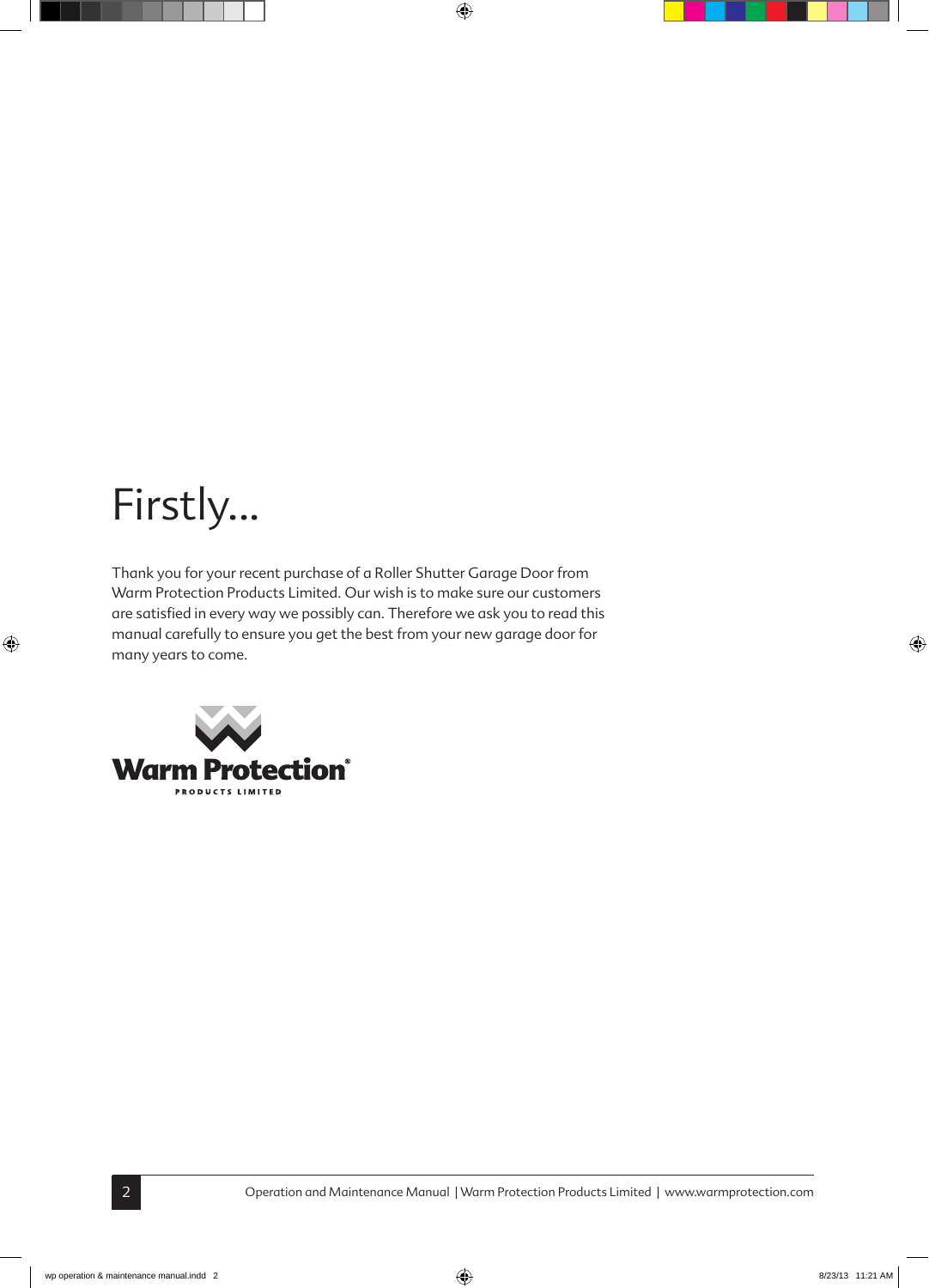# Firstly...

Thank you for your recent purchase of a Roller Shutter Garage Door from Warm Protection Products Limited. Our wish is to make sure our customers are satisfied in every way we possibly can. Therefore we ask you to read this manual carefully to ensure you get the best from your new garage door for many years to come.

Warm Protection®
PRODUCTS LIMITED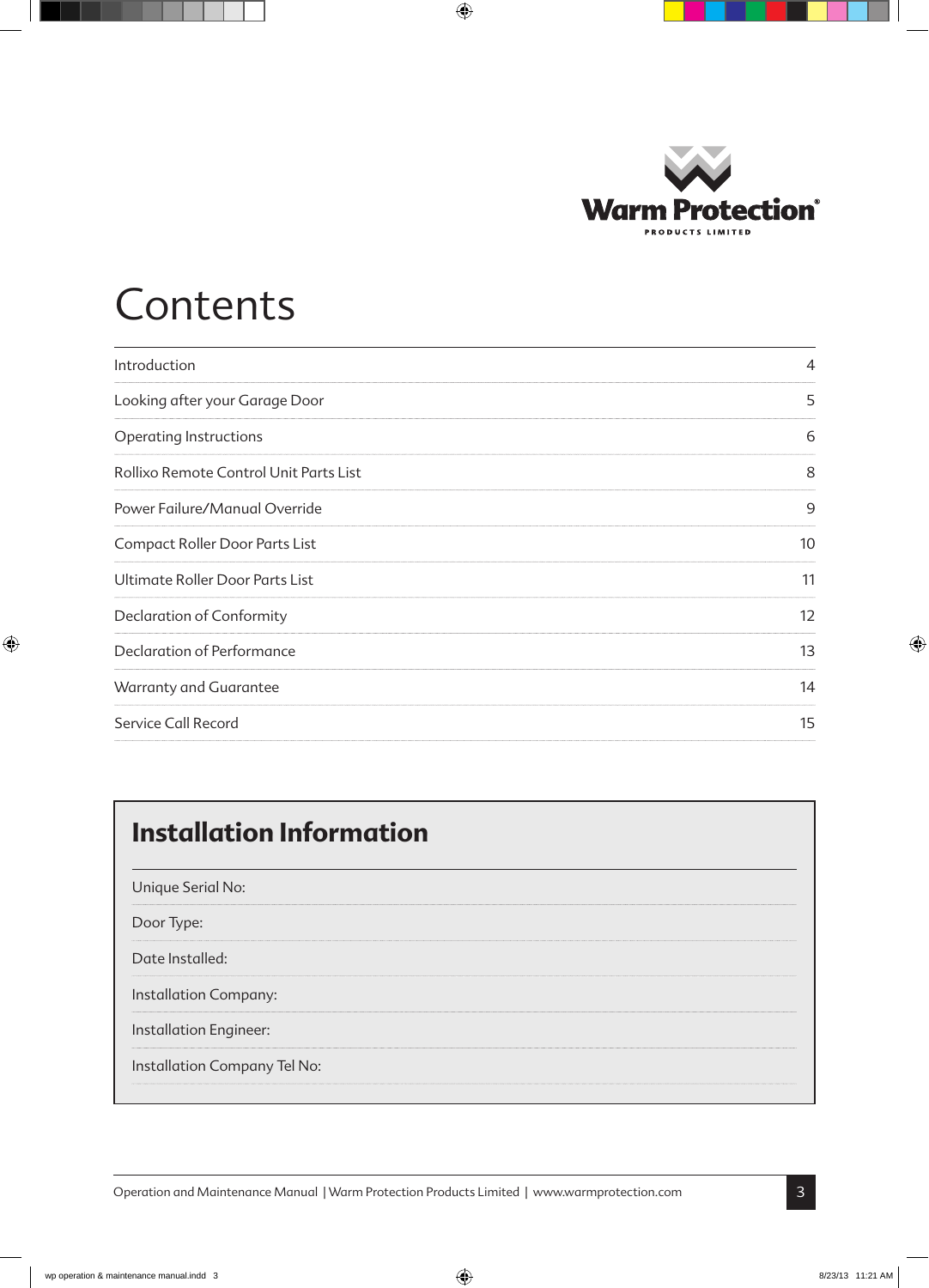Warm Protection® PRODUCTS LIMITED

# Contents

| | |
|---|---|
| Introduction | 4 |
| Looking after your Garage Door | 5 |
| Operating Instructions | 6 |
| Rollixo Remote Control Unit Parts List | 8 |
| Power Failure/Manual Override | 9 |
| Compact Roller Door Parts List | 10 |
| Ultimate Roller Door Parts List | 11 |
| Declaration of Conformity | 12 |
| Declaration of Performance | 13 |
| Warranty and Guarantee | 14 |
| Service Call Record | 15 |

## Installation Information

Unique Serial No:

Door Type:

Date Installed:

Installation Company:

Installation Engineer:

Installation Company Tel No: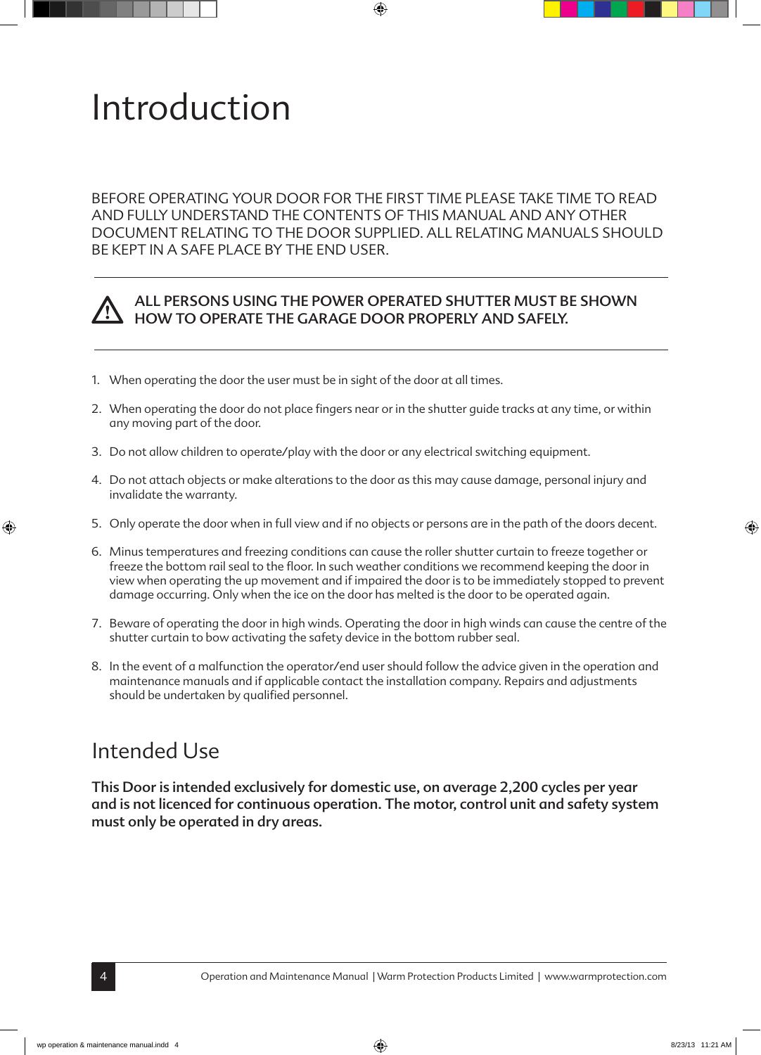# Introduction

BEFORE OPERATING YOUR DOOR FOR THE FIRST TIME PLEASE TAKE TIME TO READ AND FULLY UNDERSTAND THE CONTENTS OF THIS MANUAL AND ANY OTHER DOCUMENT RELATING TO THE DOOR SUPPLIED. ALL RELATING MANUALS SHOULD BE KEPT IN A SAFE PLACE BY THE END USER.

---

⚠ **ALL PERSONS USING THE POWER OPERATED SHUTTER MUST BE SHOWN HOW TO OPERATE THE GARAGE DOOR PROPERLY AND SAFELY.**

---

1. When operating the door the user must be in sight of the door at all times.
2. When operating the door do not place fingers near or in the shutter guide tracks at any time, or within any moving part of the door.
3. Do not allow children to operate/play with the door or any electrical switching equipment.
4. Do not attach objects or make alterations to the door as this may cause damage, personal injury and invalidate the warranty.
5. Only operate the door when in full view and if no objects or persons are in the path of the doors decent.
6. Minus temperatures and freezing conditions can cause the roller shutter curtain to freeze together or freeze the bottom rail seal to the floor. In such weather conditions we recommend keeping the door in view when operating the up movement and if impaired the door is to be immediately stopped to prevent damage occurring. Only when the ice on the door has melted is the door to be operated again.
7. Beware of operating the door in high winds. Operating the door in high winds can cause the centre of the shutter curtain to bow activating the safety device in the bottom rubber seal.
8. In the event of a malfunction the operator/end user should follow the advice given in the operation and maintenance manuals and if applicable contact the installation company. Repairs and adjustments should be undertaken by qualified personnel.

## Intended Use

**This Door is intended exclusively for domestic use, on average 2,200 cycles per year and is not licenced for continuous operation. The motor, control unit and safety system must only be operated in dry areas.**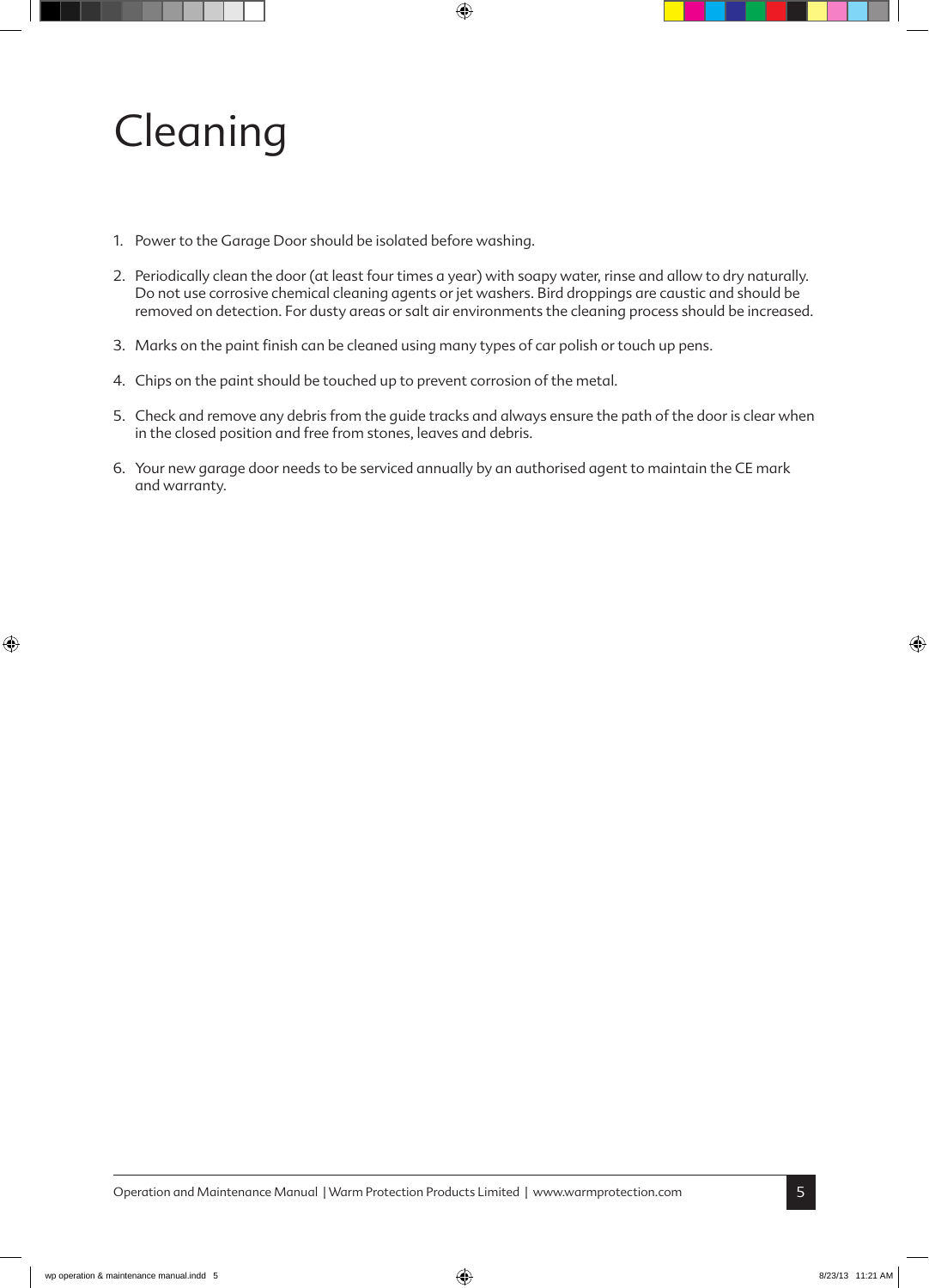# Cleaning

1. Power to the Garage Door should be isolated before washing.
2. Periodically clean the door (at least four times a year) with soapy water, rinse and allow to dry naturally. Do not use corrosive chemical cleaning agents or jet washers. Bird droppings are caustic and should be removed on detection. For dusty areas or salt air environments the cleaning process should be increased.
3. Marks on the paint finish can be cleaned using many types of car polish or touch up pens.
4. Chips on the paint should be touched up to prevent corrosion of the metal.
5. Check and remove any debris from the guide tracks and always ensure the path of the door is clear when in the closed position and free from stones, leaves and debris.
6. Your new garage door needs to be serviced annually by an authorised agent to maintain the CE mark and warranty.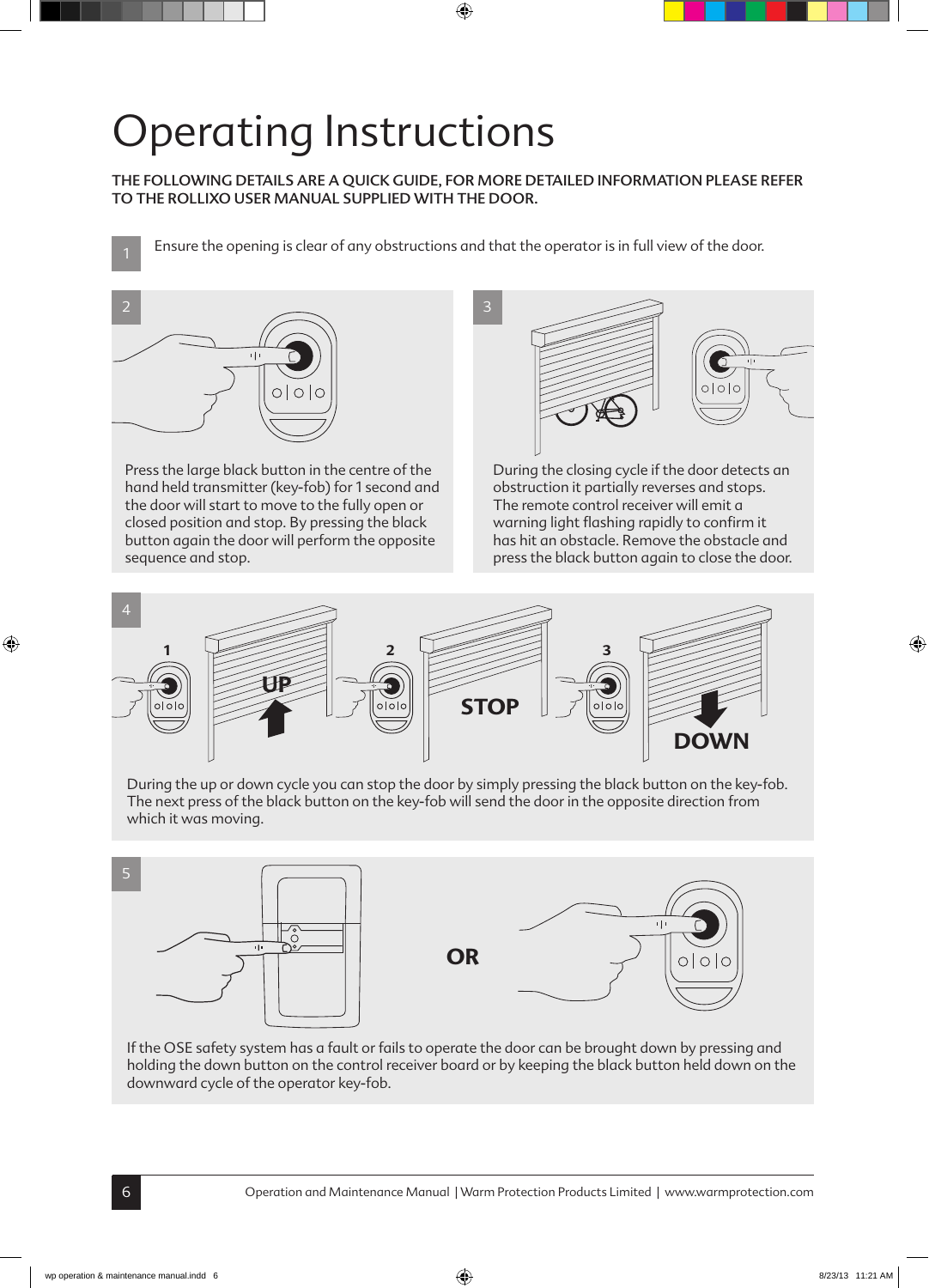# Operating Instructions

**THE FOLLOWING DETAILS ARE A QUICK GUIDE, FOR MORE DETAILED INFORMATION PLEASE REFER TO THE ROLLIXO USER MANUAL SUPPLIED WITH THE DOOR.**

1. Ensure the opening is clear of any obstructions and that the operator is in full view of the door.

2. Press the large black button in the centre of the hand held transmitter (key-fob) for 1 second and the door will start to move to the fully open or closed position and stop. By pressing the black button again the door will perform the opposite sequence and stop.

3. During the closing cycle if the door detects an obstruction it partially reverses and stops. The remote control receiver will emit a warning light flashing rapidly to confirm it has hit an obstacle. Remove the obstacle and press the black button again to close the door.

4. **1** UP **2** STOP **3** DOWN

   During the up or down cycle you can stop the door by simply pressing the black button on the key-fob. The next press of the black button on the key-fob will send the door in the opposite direction from which it was moving.

5. **OR**

   If the OSE safety system has a fault or fails to operate the door can be brought down by pressing and holding the down button on the control receiver board or by keeping the black button held down on the downward cycle of the operator key-fob.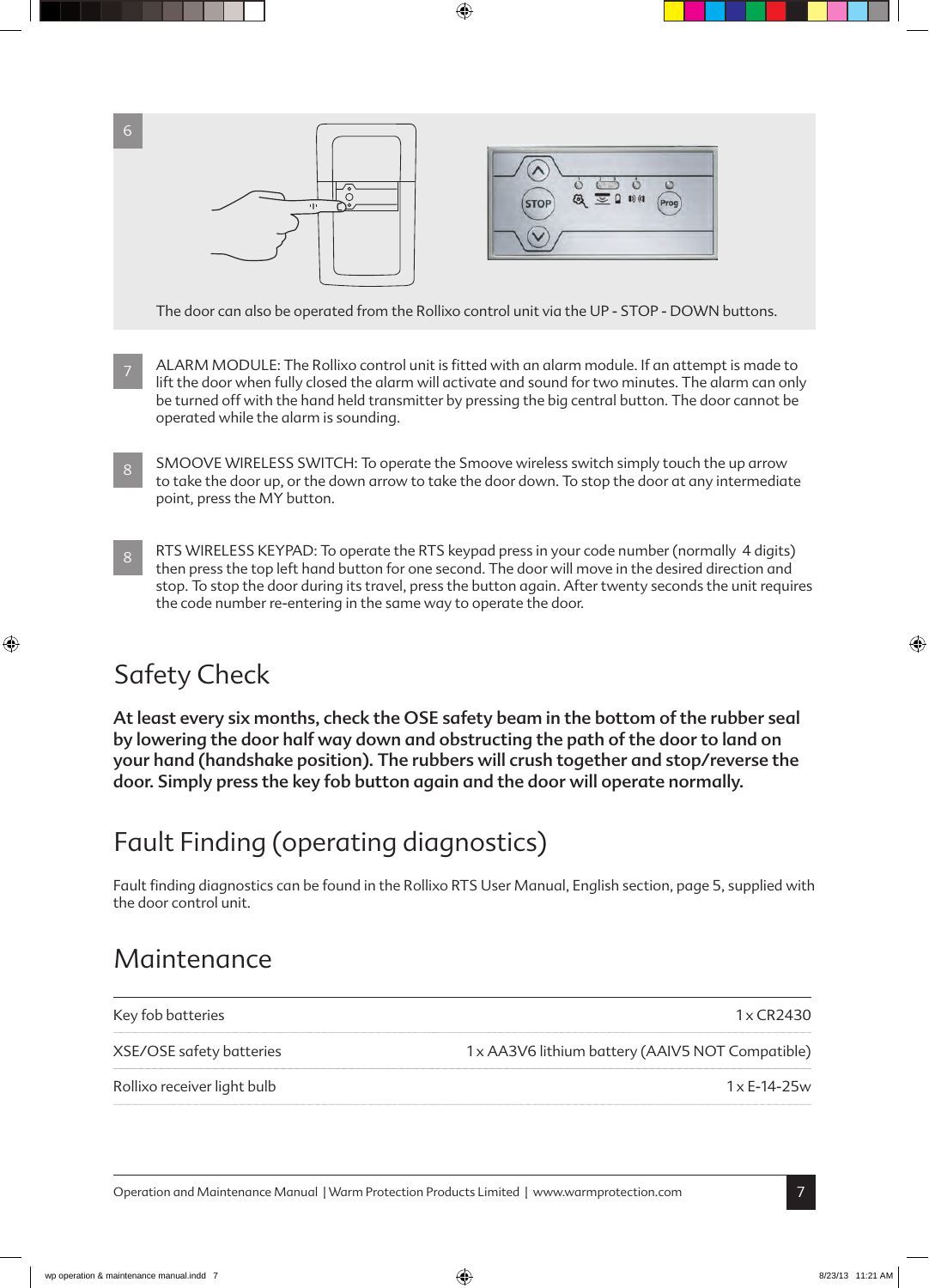6

The door can also be operated from the Rollixo control unit via the UP - STOP - DOWN buttons.

7

ALARM MODULE: The Rollixo control unit is fitted with an alarm module. If an attempt is made to lift the door when fully closed the alarm will activate and sound for two minutes. The alarm can only be turned off with the hand held transmitter by pressing the big central button. The door cannot be operated while the alarm is sounding.

8

SMOOVE WIRELESS SWITCH: To operate the Smoove wireless switch simply touch the up arrow to take the door up, or the down arrow to take the door down. To stop the door at any intermediate point, press the MY button.

8

RTS WIRELESS KEYPAD: To operate the RTS keypad press in your code number (normally 4 digits) then press the top left hand button for one second. The door will move in the desired direction and stop. To stop the door during its travel, press the button again. After twenty seconds the unit requires the code number re-entering in the same way to operate the door.

## Safety Check

**At least every six months, check the OSE safety beam in the bottom of the rubber seal by lowering the door half way down and obstructing the path of the door to land on your hand (handshake position). The rubbers will crush together and stop/reverse the door. Simply press the key fob button again and the door will operate normally.**

## Fault Finding (operating diagnostics)

Fault finding diagnostics can be found in the Rollixo RTS User Manual, English section, page 5, supplied with the door control unit.

## Maintenance

| | |
|---|---|
| Key fob batteries | 1 x CR2430 |
| XSE/OSE safety batteries | 1 x AA3V6 lithium battery (AAIV5 NOT Compatible) |
| Rollixo receiver light bulb | 1 x E-14-25w |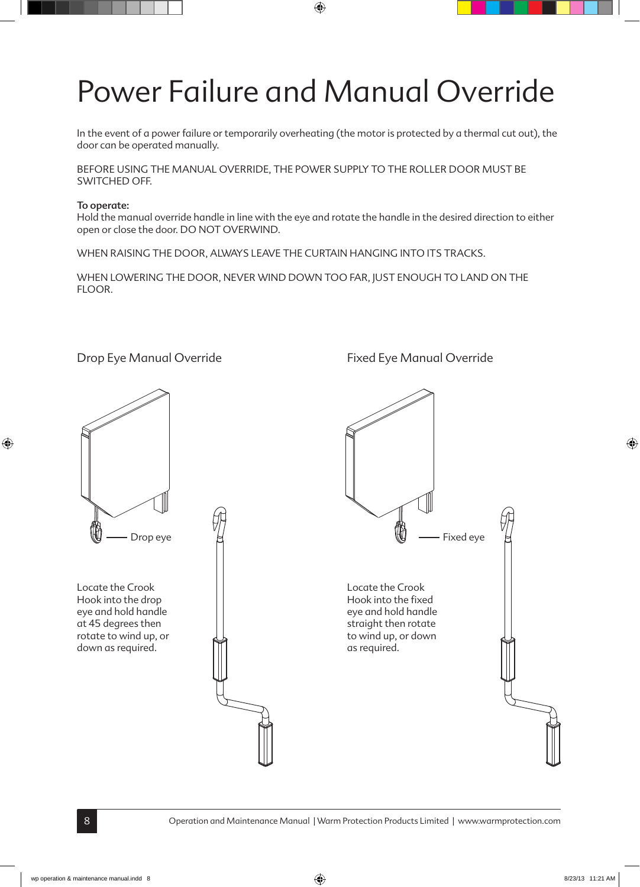# Power Failure and Manual Override

In the event of a power failure or temporarily overheating (the motor is protected by a thermal cut out), the door can be operated manually.

BEFORE USING THE MANUAL OVERRIDE, THE POWER SUPPLY TO THE ROLLER DOOR MUST BE SWITCHED OFF.

**To operate:**
Hold the manual override handle in line with the eye and rotate the handle in the desired direction to either open or close the door. DO NOT OVERWIND.

WHEN RAISING THE DOOR, ALWAYS LEAVE THE CURTAIN HANGING INTO ITS TRACKS.

WHEN LOWERING THE DOOR, NEVER WIND DOWN TOO FAR, JUST ENOUGH TO LAND ON THE FLOOR.

## Drop Eye Manual Override

Drop eye

Locate the Crook Hook into the drop eye and hold handle at 45 degrees then rotate to wind up, or down as required.

## Fixed Eye Manual Override

Fixed eye

Locate the Crook Hook into the fixed eye and hold handle straight then rotate to wind up, or down as required.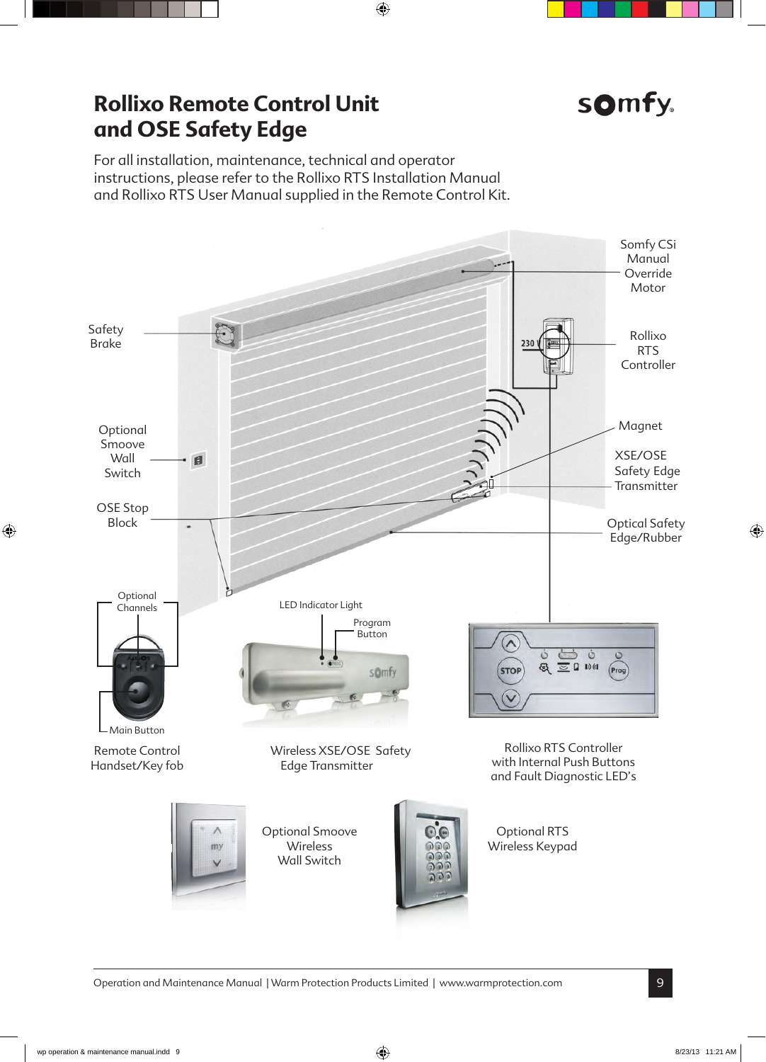# Rollixo Remote Control Unit and OSE Safety Edge

somfy

For all installation, maintenance, technical and operator instructions, please refer to the Rollixo RTS Installation Manual and Rollixo RTS User Manual supplied in the Remote Control Kit.

Somfy CSi Manual Override Motor

Safety Brake

Rollixo RTS Controller

230 V

Optional Smoove Wall Switch

Magnet

XSE/OSE Safety Edge Transmitter

OSE Stop Block

Optical Safety Edge/Rubber

Optional Channels

Main Button

Remote Control Handset/Key fob

LED Indicator Light

Program Button

Wireless XSE/OSE Safety Edge Transmitter

STOP

Prog

Rollixo RTS Controller with Internal Push Buttons and Fault Diagnostic LED's

Optional Smoove Wireless Wall Switch

Optional RTS Wireless Keypad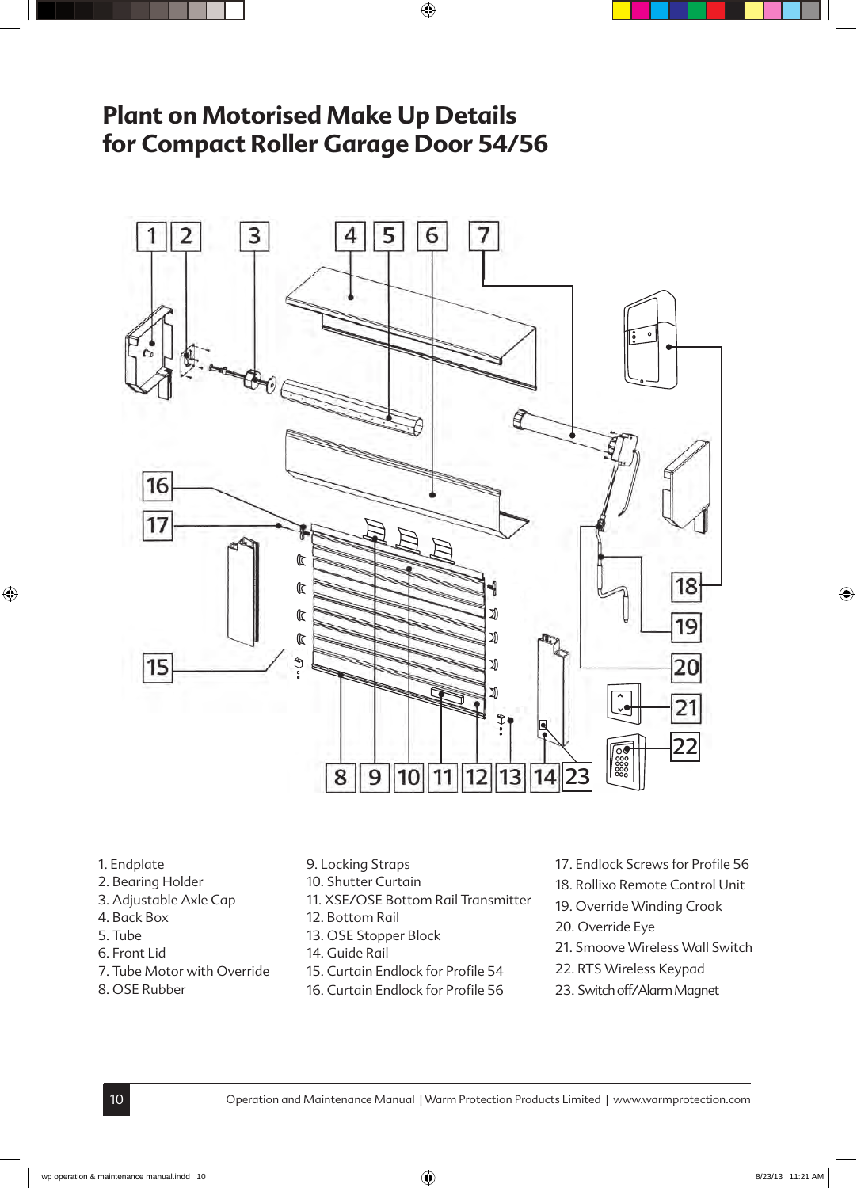# Plant on Motorised Make Up Details for Compact Roller Garage Door 54/56

1. Endplate
2. Bearing Holder
3. Adjustable Axle Cap
4. Back Box
5. Tube
6. Front Lid
7. Tube Motor with Override
8. OSE Rubber
9. Locking Straps
10. Shutter Curtain
11. XSE/OSE Bottom Rail Transmitter
12. Bottom Rail
13. OSE Stopper Block
14. Guide Rail
15. Curtain Endlock for Profile 54
16. Curtain Endlock for Profile 56
17. Endlock Screws for Profile 56
18. Rollixo Remote Control Unit
19. Override Winding Crook
20. Override Eye
21. Smoove Wireless Wall Switch
22. RTS Wireless Keypad
23. Switch off/Alarm Magnet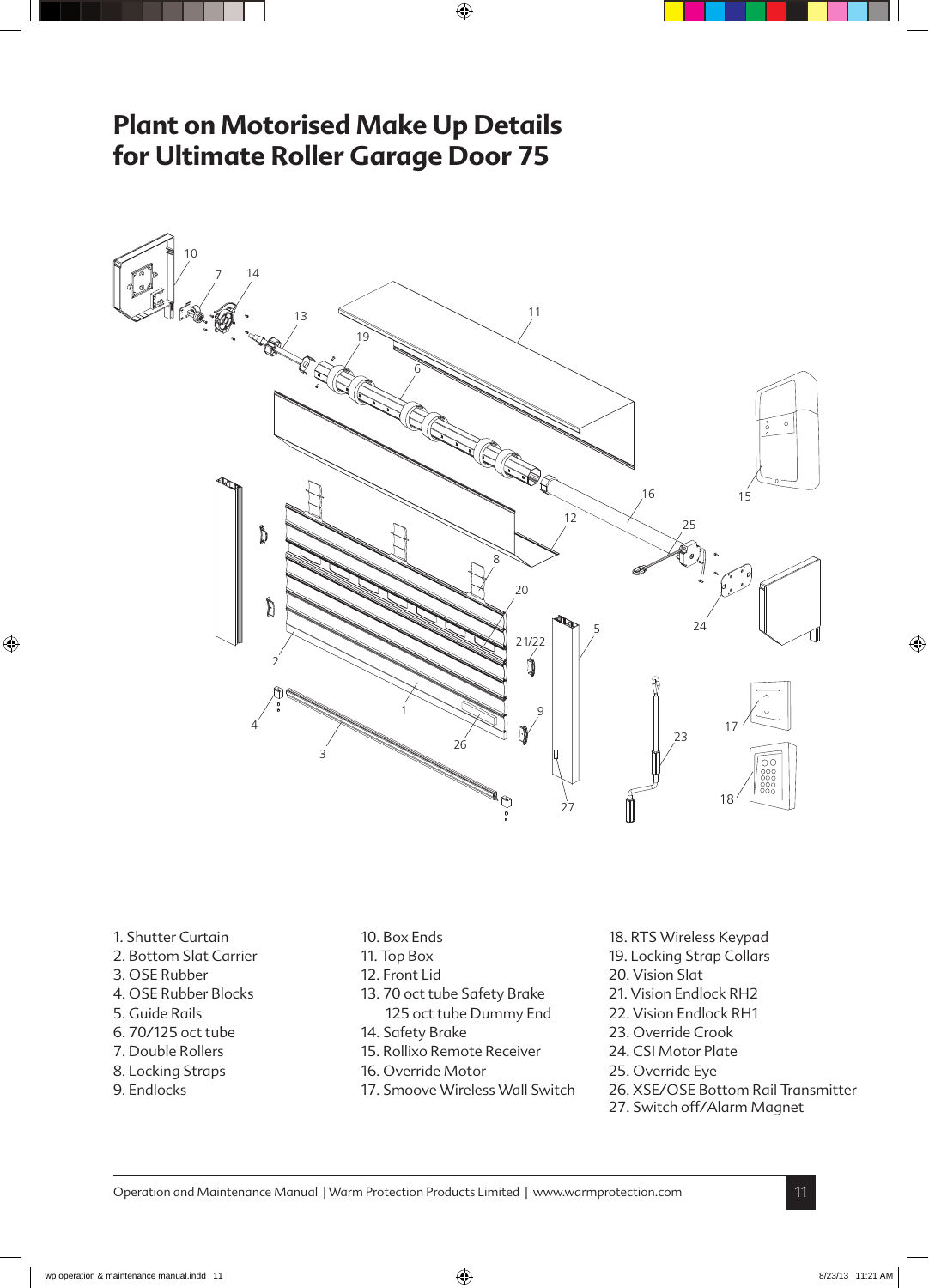# Plant on Motorised Make Up Details for Ultimate Roller Garage Door 75

1. Shutter Curtain
2. Bottom Slat Carrier
3. OSE Rubber
4. OSE Rubber Blocks
5. Guide Rails
6. 70/125 oct tube
7. Double Rollers
8. Locking Straps
9. Endlocks
10. Box Ends
11. Top Box
12. Front Lid
13. 70 oct tube Safety Brake
    125 oct tube Dummy End
14. Safety Brake
15. Rollixo Remote Receiver
16. Override Motor
17. Smoove Wireless Wall Switch
18. RTS Wireless Keypad
19. Locking Strap Collars
20. Vision Slat
21. Vision Endlock RH2
22. Vision Endlock RH1
23. Override Crook
24. CSI Motor Plate
25. Override Eye
26. XSE/OSE Bottom Rail Transmitter
27. Switch off/Alarm Magnet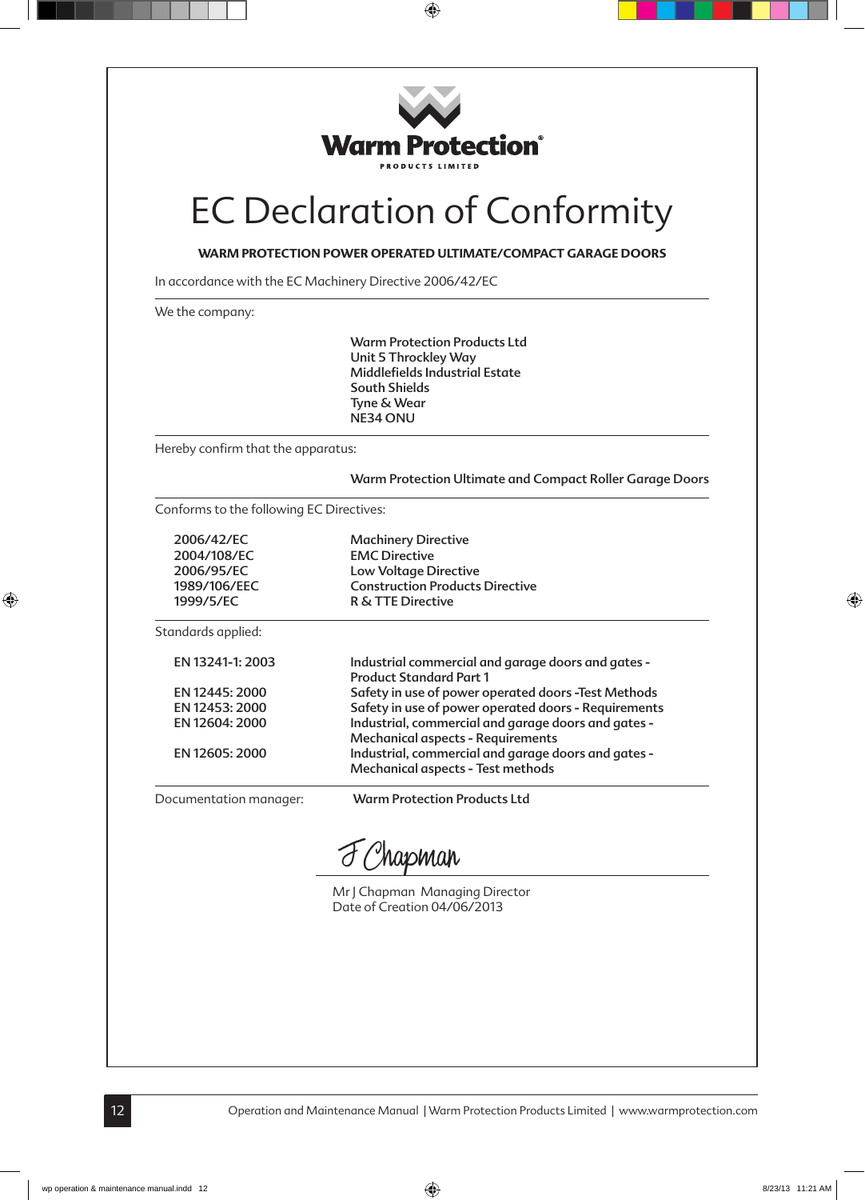Warm Protection®

PRODUCTS LIMITED

# EC Declaration of Conformity

**WARM PROTECTION POWER OPERATED ULTIMATE/COMPACT GARAGE DOORS**

In accordance with the EC Machinery Directive 2006/42/EC

---

We the company:

**Warm Protection Products Ltd**
**Unit 5 Throckley Way**
**Middlefields Industrial Estate**
**South Shields**
**Tyne & Wear**
**NE34 ONU**

---

Hereby confirm that the apparatus:

**Warm Protection Ultimate and Compact Roller Garage Doors**

---

Conforms to the following EC Directives:

| | |
|---|---|
| **2006/42/EC** | **Machinery Directive** |
| **2004/108/EC** | **EMC Directive** |
| **2006/95/EC** | **Low Voltage Directive** |
| **1989/106/EEC** | **Construction Products Directive** |
| **1999/5/EC** | **R & TTE Directive** |

---

Standards applied:

| | |
|---|---|
| **EN 13241-1: 2003** | **Industrial commercial and garage doors and gates - Product Standard Part 1** |
| **EN 12445: 2000** | **Safety in use of power operated doors -Test Methods** |
| **EN 12453: 2000** | **Safety in use of power operated doors - Requirements** |
| **EN 12604: 2000** | **Industrial, commercial and garage doors and gates - Mechanical aspects - Requirements** |
| **EN 12605: 2000** | **Industrial, commercial and garage doors and gates - Mechanical aspects - Test methods** |

---

Documentation manager: **Warm Protection Products Ltd**

J Chapman

Mr J Chapman Managing Director
Date of Creation 04/06/2013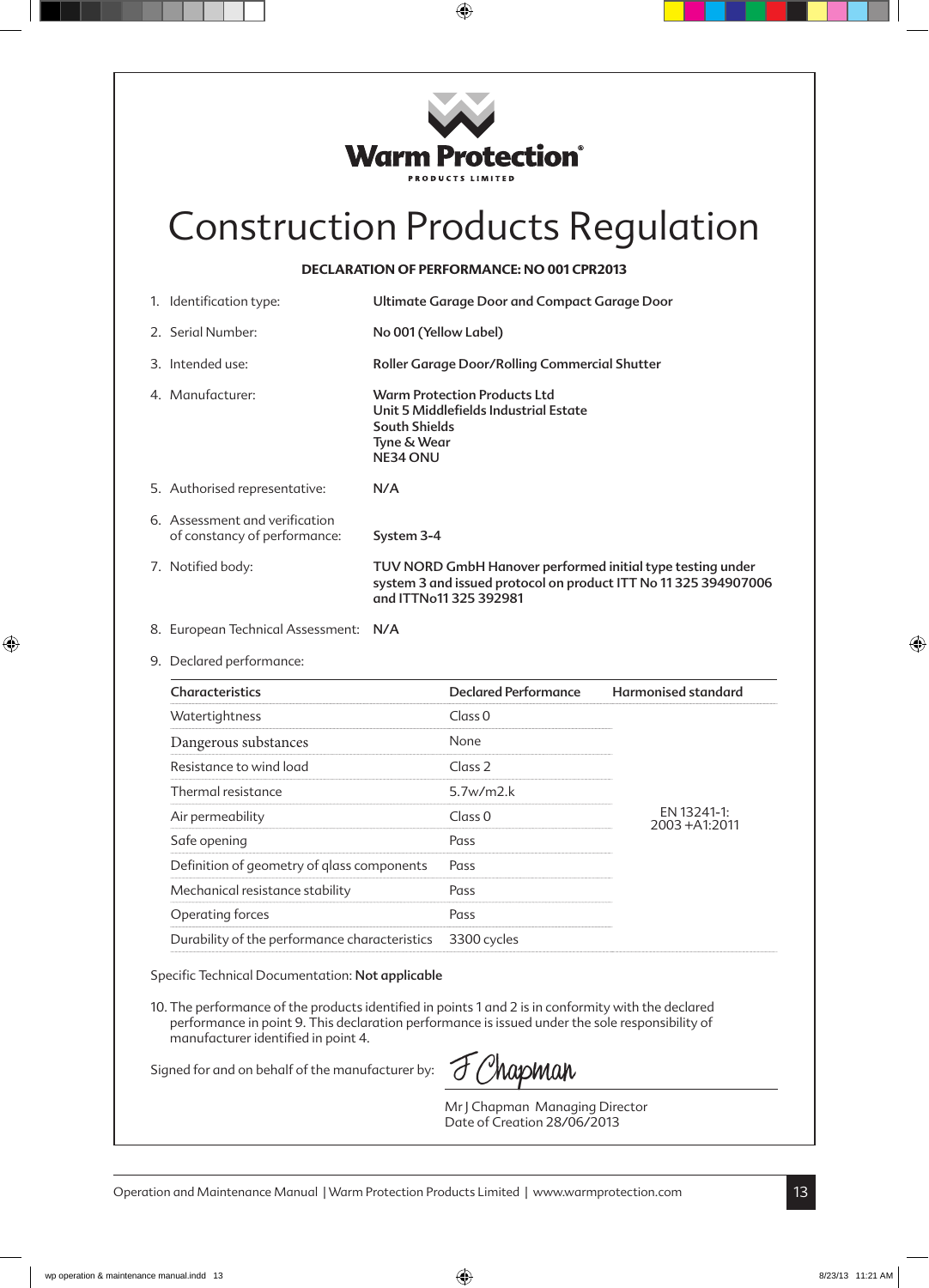**Warm Protection**
PRODUCTS LIMITED

# Construction Products Regulation

**DECLARATION OF PERFORMANCE: NO 001 CPR2013**

1. Identification type: **Ultimate Garage Door and Compact Garage Door**
2. Serial Number: **No 001 (Yellow Label)**
3. Intended use: **Roller Garage Door/Rolling Commercial Shutter**
4. Manufacturer: **Warm Protection Products Ltd**
   **Unit 5 Middlefields Industrial Estate**
   **South Shields**
   **Tyne & Wear**
   **NE34 ONU**
5. Authorised representative: **N/A**
6. Assessment and verification of constancy of performance: **System 3-4**
7. Notified body: **TUV NORD GmbH Hanover performed initial type testing under system 3 and issued protocol on product ITT No 11 325 394907006 and ITTNo11 325 392981**
8. European Technical Assessment: **N/A**
9. Declared performance:

| Characteristics | Declared Performance | Harmonised standard |
|---|---|---|
| Watertightness | Class 0 | EN 13241-1: 2003 +A1:2011 |
| Dangerous substances | None | |
| Resistance to wind load | Class 2 | |
| Thermal resistance | 5.7w/m2.k | |
| Air permeability | Class 0 | |
| Safe opening | Pass | |
| Definition of geometry of qlass components | Pass | |
| Mechanical resistance stability | Pass | |
| Operating forces | Pass | |
| Durability of the performance characteristics | 3300 cycles | |

Specific Technical Documentation: **Not applicable**

10. The performance of the products identified in points 1 and 2 is in conformity with the declared performance in point 9. This declaration performance is issued under the sole responsibility of manufacturer identified in point 4.

Signed for and on behalf of the manufacturer by: J Chapman

Mr J Chapman Managing Director
Date of Creation 28/06/2013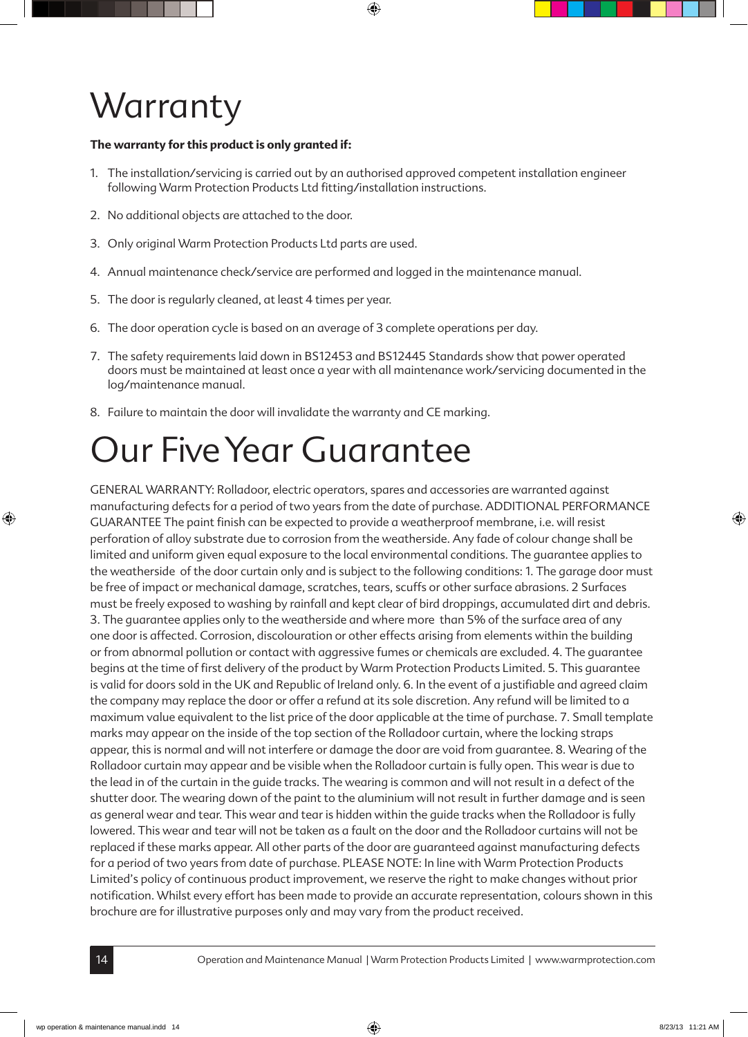# Warranty

**The warranty for this product is only granted if:**

1. The installation/servicing is carried out by an authorised approved competent installation engineer following Warm Protection Products Ltd fitting/installation instructions.
2. No additional objects are attached to the door.
3. Only original Warm Protection Products Ltd parts are used.
4. Annual maintenance check/service are performed and logged in the maintenance manual.
5. The door is regularly cleaned, at least 4 times per year.
6. The door operation cycle is based on an average of 3 complete operations per day.
7. The safety requirements laid down in BS12453 and BS12445 Standards show that power operated doors must be maintained at least once a year with all maintenance work/servicing documented in the log/maintenance manual.
8. Failure to maintain the door will invalidate the warranty and CE marking.

# Our Five Year Guarantee

GENERAL WARRANTY: Rolladoor, electric operators, spares and accessories are warranted against manufacturing defects for a period of two years from the date of purchase. ADDITIONAL PERFORMANCE GUARANTEE The paint finish can be expected to provide a weatherproof membrane, i.e. will resist perforation of alloy substrate due to corrosion from the weatherside. Any fade of colour change shall be limited and uniform given equal exposure to the local environmental conditions. The guarantee applies to the weatherside of the door curtain only and is subject to the following conditions: 1. The garage door must be free of impact or mechanical damage, scratches, tears, scuffs or other surface abrasions. 2 Surfaces must be freely exposed to washing by rainfall and kept clear of bird droppings, accumulated dirt and debris. 3. The guarantee applies only to the weatherside and where more than 5% of the surface area of any one door is affected. Corrosion, discolouration or other effects arising from elements within the building or from abnormal pollution or contact with aggressive fumes or chemicals are excluded. 4. The guarantee begins at the time of first delivery of the product by Warm Protection Products Limited. 5. This guarantee is valid for doors sold in the UK and Republic of Ireland only. 6. In the event of a justifiable and agreed claim the company may replace the door or offer a refund at its sole discretion. Any refund will be limited to a maximum value equivalent to the list price of the door applicable at the time of purchase. 7. Small template marks may appear on the inside of the top section of the Rolladoor curtain, where the locking straps appear, this is normal and will not interfere or damage the door are void from guarantee. 8. Wearing of the Rolladoor curtain may appear and be visible when the Rolladoor curtain is fully open. This wear is due to the lead in of the curtain in the guide tracks. The wearing is common and will not result in a defect of the shutter door. The wearing down of the paint to the aluminium will not result in further damage and is seen as general wear and tear. This wear and tear is hidden within the guide tracks when the Rolladoor is fully lowered. This wear and tear will not be taken as a fault on the door and the Rolladoor curtains will not be replaced if these marks appear. All other parts of the door are guaranteed against manufacturing defects for a period of two years from date of purchase. PLEASE NOTE: In line with Warm Protection Products Limited's policy of continuous product improvement, we reserve the right to make changes without prior notification. Whilst every effort has been made to provide an accurate representation, colours shown in this brochure are for illustrative purposes only and may vary from the product received.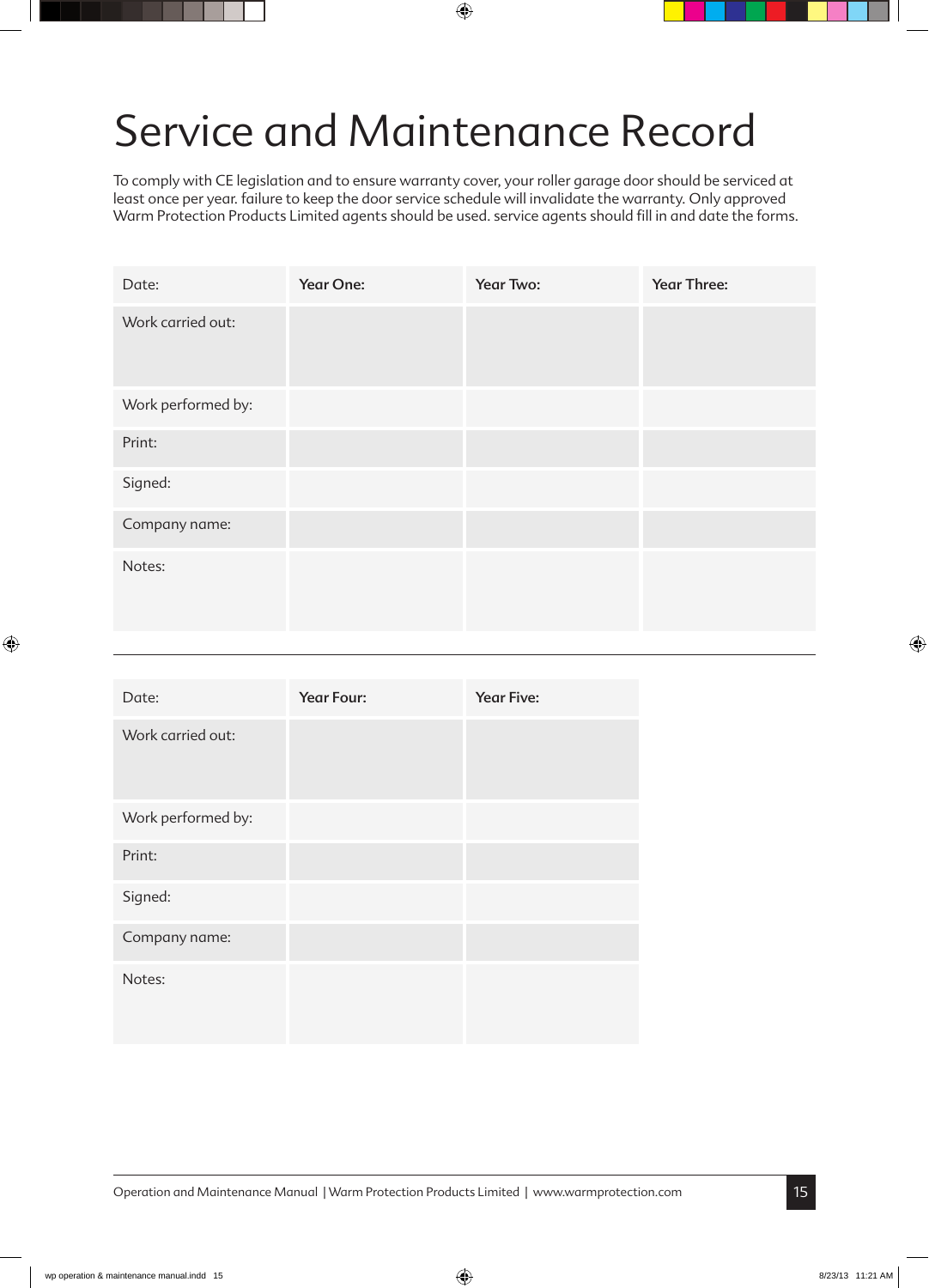# Service and Maintenance Record

To comply with CE legislation and to ensure warranty cover, your roller garage door should be serviced at least once per year. failure to keep the door service schedule will invalidate the warranty. Only approved Warm Protection Products Limited agents should be used. service agents should fill in and date the forms.

| Date: | **Year One:** | **Year Two:** | **Year Three:** |
|---|---|---|---|
| Work carried out: | | | |
| Work performed by: | | | |
| Print: | | | |
| Signed: | | | |
| Company name: | | | |
| Notes: | | | |

---

| Date: | **Year Four:** | **Year Five:** |
|---|---|---|
| Work carried out: | | |
| Work performed by: | | |
| Print: | | |
| Signed: | | |
| Company name: | | |
| Notes: | | |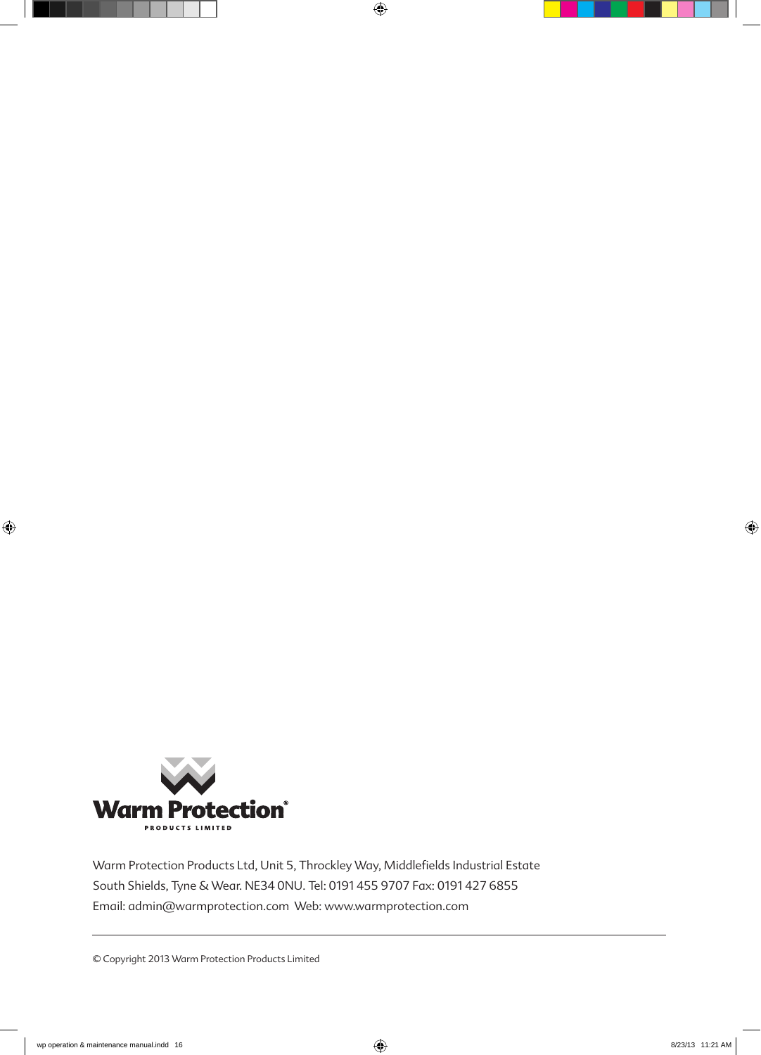Warm Protection

PRODUCTS LIMITED

Warm Protection Products Ltd, Unit 5, Throckley Way, Middlefields Industrial Estate
South Shields, Tyne & Wear. NE34 0NU. Tel: 0191 455 9707 Fax: 0191 427 6855
Email: admin@warmprotection.com  Web: www.warmprotection.com

---

© Copyright 2013 Warm Protection Products Limited